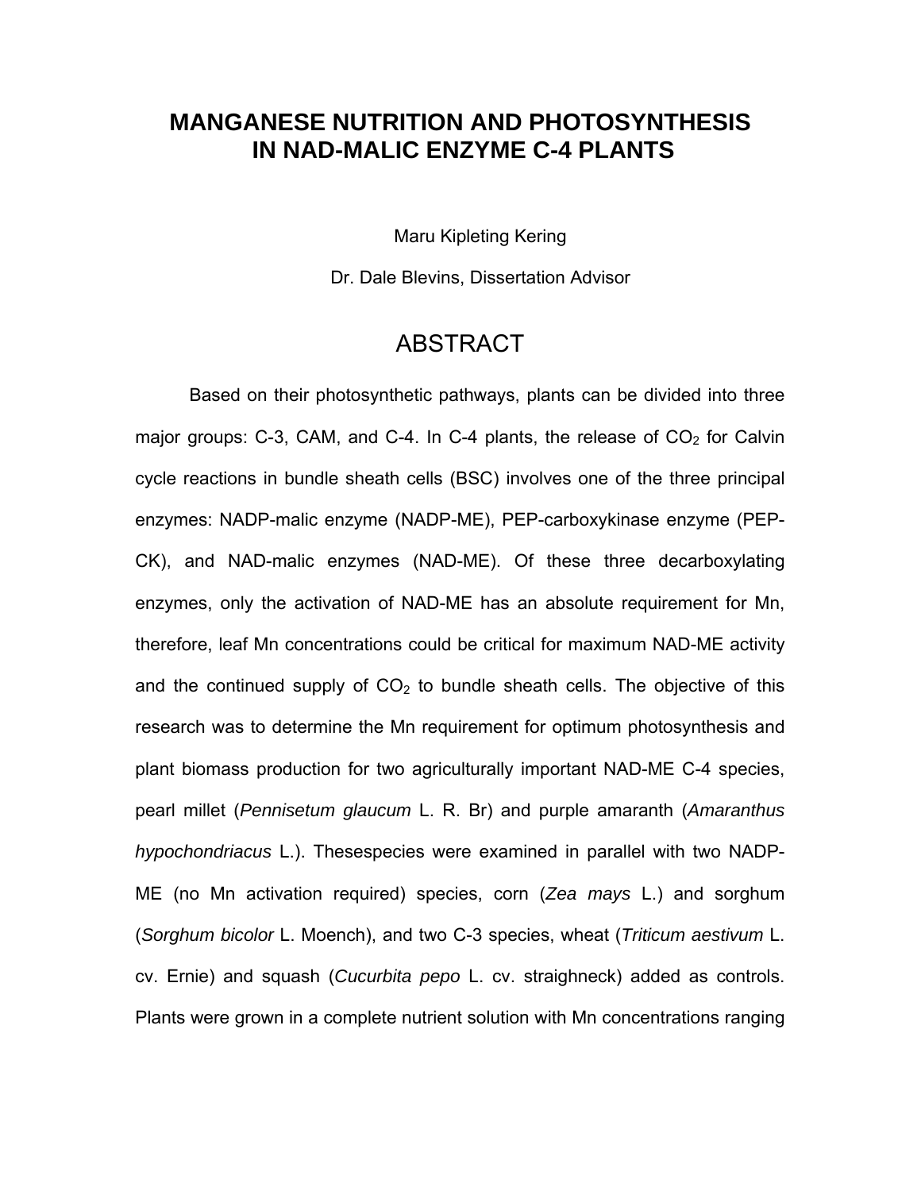# MANGANESE NUTRITION AND PHOTOSYNTHESIS IN NAD-MALIC ENZYME C-4 PLANTS

Maru Kipleting Kering

Dr. Dale Blevins, Dissertation Advisor

## ABSTRACT

Based on their photosynthetic pathways, plants can be divided into three major groups: C-3, CAM, and C-4. In C-4 plants, the release of $CO_2$ for Calvin cycle reactions in bundle sheath cells (BSC) involves one of the three principal enzymes: NADP-malic enzyme (NADP-ME), PEP-carboxykinase enzyme (PEP-CK), and NAD-malic enzymes (NAD-ME). Of these three decarboxylating enzymes, only the activation of NAD-ME has an absolute requirement for Mn, therefore, leaf Mn concentrations could be critical for maximum NAD-ME activity and the continued supply of $CO_2$ to bundle sheath cells. The objective of this research was to determine the Mn requirement for optimum photosynthesis and plant biomass production for two agriculturally important NAD-ME C-4 species, pearl millet (*Pennisetum glaucum* L. R. Br) and purple amaranth (*Amaranthus hypochondriacus* L.). Thesespecies were examined in parallel with two NADP-ME (no Mn activation required) species, corn (*Zea mays* L.) and sorghum (*Sorghum bicolor* L. Moench), and two C-3 species, wheat (*Triticum aestivum* L. cv. Ernie) and squash (*Cucurbita pepo* L. cv. straighneck) added as controls. Plants were grown in a complete nutrient solution with Mn concentrations ranging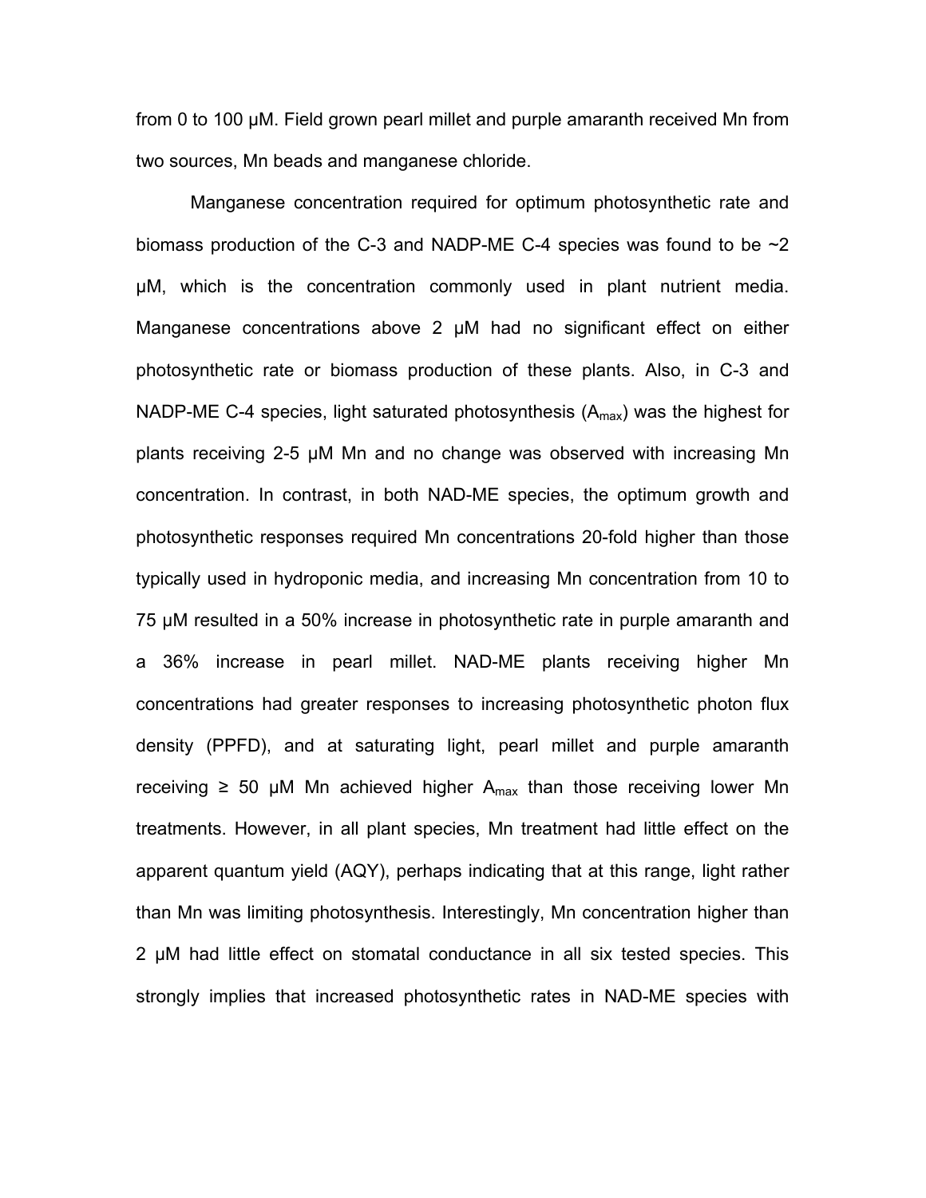from 0 to 100 μM. Field grown pearl millet and purple amaranth received Mn from two sources, Mn beads and manganese chloride.

Manganese concentration required for optimum photosynthetic rate and biomass production of the C-3 and NADP-ME C-4 species was found to be ~2 μM, which is the concentration commonly used in plant nutrient media. Manganese concentrations above 2 μM had no significant effect on either photosynthetic rate or biomass production of these plants. Also, in C-3 and NADP-ME C-4 species, light saturated photosynthesis ($A_{max}$) was the highest for plants receiving 2-5 μM Mn and no change was observed with increasing Mn concentration. In contrast, in both NAD-ME species, the optimum growth and photosynthetic responses required Mn concentrations 20-fold higher than those typically used in hydroponic media, and increasing Mn concentration from 10 to 75 μM resulted in a 50% increase in photosynthetic rate in purple amaranth and a 36% increase in pearl millet. NAD-ME plants receiving higher Mn concentrations had greater responses to increasing photosynthetic photon flux density (PPFD), and at saturating light, pearl millet and purple amaranth receiving ≥ 50 μM Mn achieved higher $A_{max}$ than those receiving lower Mn treatments. However, in all plant species, Mn treatment had little effect on the apparent quantum yield (AQY), perhaps indicating that at this range, light rather than Mn was limiting photosynthesis. Interestingly, Mn concentration higher than 2 μM had little effect on stomatal conductance in all six tested species. This strongly implies that increased photosynthetic rates in NAD-ME species with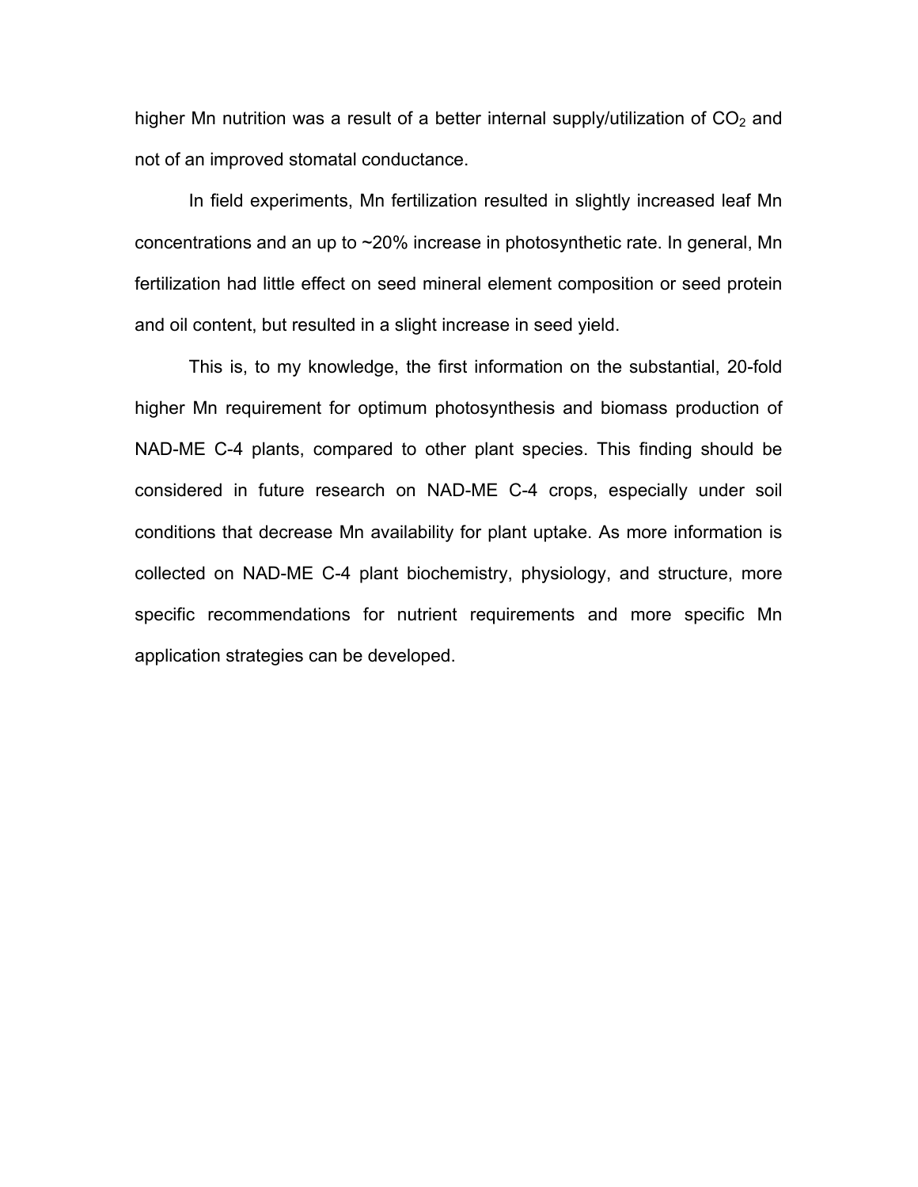higher Mn nutrition was a result of a better internal supply/utilization of $CO_2$ and not of an improved stomatal conductance.

In field experiments, Mn fertilization resulted in slightly increased leaf Mn concentrations and an up to ~20% increase in photosynthetic rate. In general, Mn fertilization had little effect on seed mineral element composition or seed protein and oil content, but resulted in a slight increase in seed yield.

This is, to my knowledge, the first information on the substantial, 20-fold higher Mn requirement for optimum photosynthesis and biomass production of NAD-ME C-4 plants, compared to other plant species. This finding should be considered in future research on NAD-ME C-4 crops, especially under soil conditions that decrease Mn availability for plant uptake. As more information is collected on NAD-ME C-4 plant biochemistry, physiology, and structure, more specific recommendations for nutrient requirements and more specific Mn application strategies can be developed.